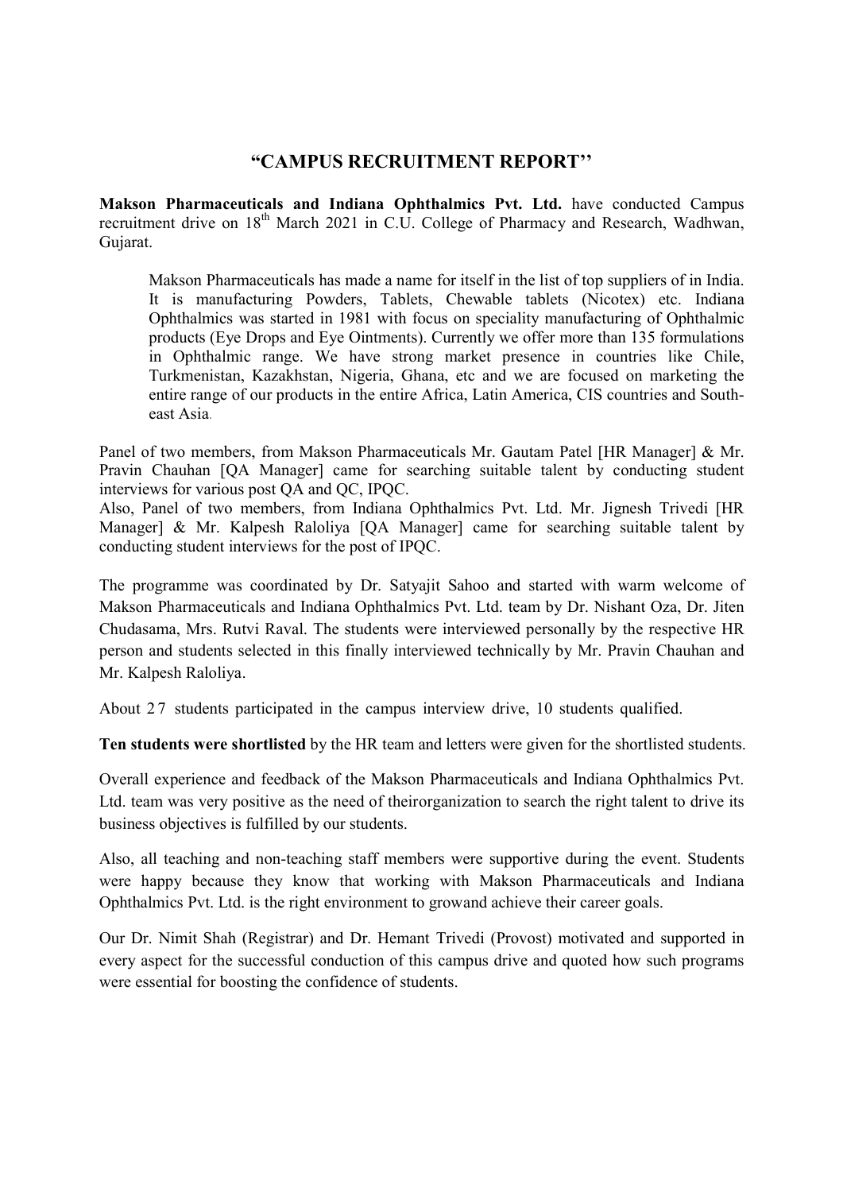# "CAMPUS RECRUITMENT REPORT''

**Makson Pharmaceuticals and Indiana Ophthalmics Pvt. Ltd.** have conducted Campus recruitment drive on 18th March 2021 in C.U. College of Pharmacy and Research, Wadhwan, Gujarat.

> Makson Pharmaceuticals has made a name for itself in the list of top suppliers of in India. It is manufacturing Powders, Tablets, Chewable tablets (Nicotex) etc. Indiana Ophthalmics was started in 1981 with focus on speciality manufacturing of Ophthalmic products (Eye Drops and Eye Ointments). Currently we offer more than 135 formulations in Ophthalmic range. We have strong market presence in countries like Chile, Turkmenistan, Kazakhstan, Nigeria, Ghana, etc and we are focused on marketing the entire range of our products in the entire Africa, Latin America, CIS countries and South-east Asia.

Panel of two members, from Makson Pharmaceuticals Mr. Gautam Patel [HR Manager] & Mr. Pravin Chauhan [QA Manager] came for searching suitable talent by conducting student interviews for various post QA and QC, IPQC.
Also, Panel of two members, from Indiana Ophthalmics Pvt. Ltd. Mr. Jignesh Trivedi [HR Manager] & Mr. Kalpesh Raloliya [QA Manager] came for searching suitable talent by conducting student interviews for the post of IPQC.

The programme was coordinated by Dr. Satyajit Sahoo and started with warm welcome of Makson Pharmaceuticals and Indiana Ophthalmics Pvt. Ltd. team by Dr. Nishant Oza, Dr. Jiten Chudasama, Mrs. Rutvi Raval. The students were interviewed personally by the respective HR person and students selected in this finally interviewed technically by Mr. Pravin Chauhan and Mr. Kalpesh Raloliya.

About 27 students participated in the campus interview drive, 10 students qualified.

**Ten students were shortlisted** by the HR team and letters were given for the shortlisted students.

Overall experience and feedback of the Makson Pharmaceuticals and Indiana Ophthalmics Pvt. Ltd. team was very positive as the need of theirorganization to search the right talent to drive its business objectives is fulfilled by our students.

Also, all teaching and non-teaching staff members were supportive during the event. Students were happy because they know that working with Makson Pharmaceuticals and Indiana Ophthalmics Pvt. Ltd. is the right environment to growand achieve their career goals.

Our Dr. Nimit Shah (Registrar) and Dr. Hemant Trivedi (Provost) motivated and supported in every aspect for the successful conduction of this campus drive and quoted how such programs were essential for boosting the confidence of students.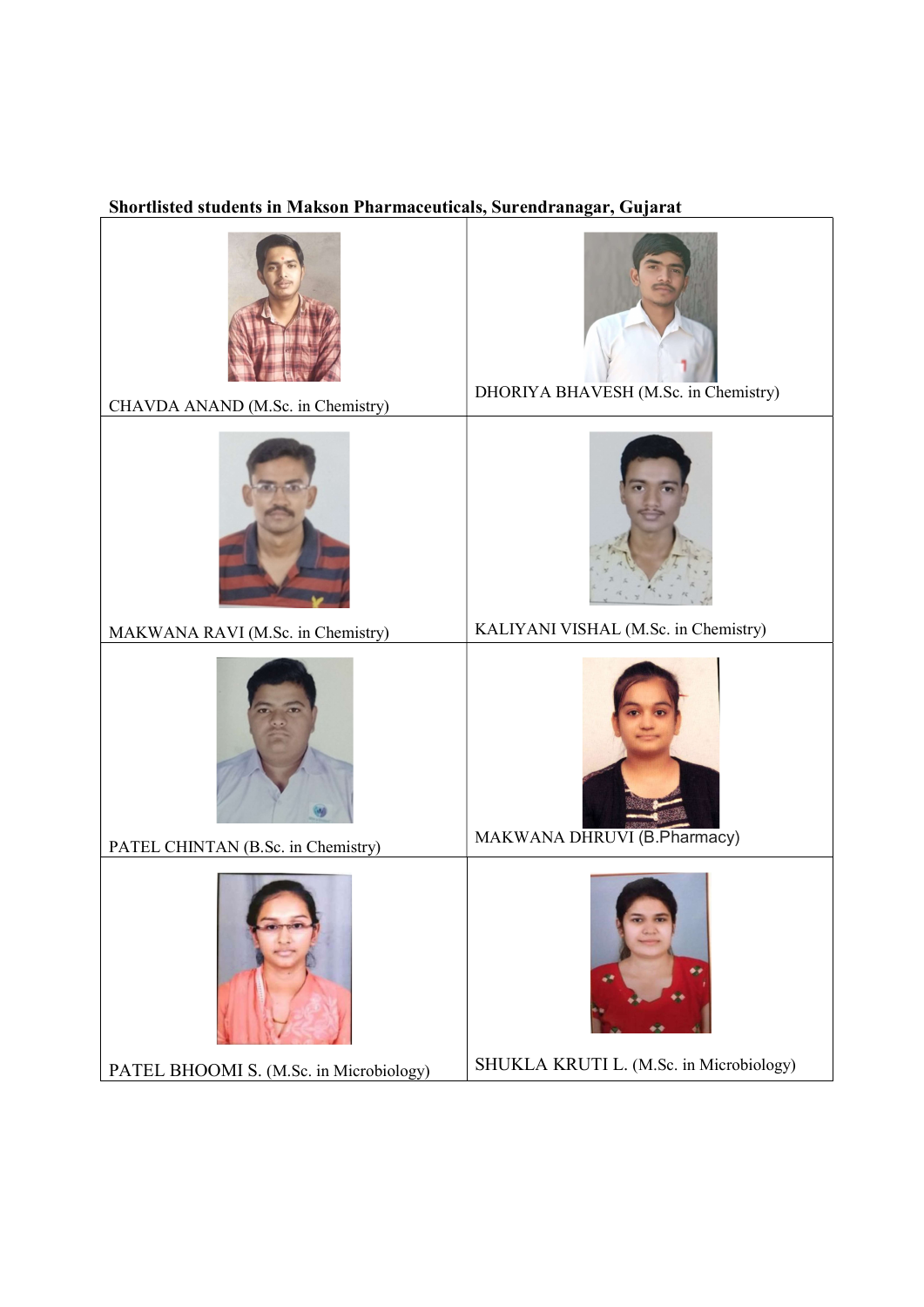**Shortlisted students in Makson Pharmaceuticals, Surendranagar, Gujarat**

| | |
|---|---|
| CHAVDA ANAND (M.Sc. in Chemistry) | DHORIYA BHAVESH (M.Sc. in Chemistry) |
| MAKWANA RAVI (M.Sc. in Chemistry) | KALIYANI VISHAL (M.Sc. in Chemistry) |
| PATEL CHINTAN (B.Sc. in Chemistry) | MAKWANA DHRUVI (B.Pharmacy) |
| PATEL BHOOMI S. (M.Sc. in Microbiology) | SHUKLA KRUTI L. (M.Sc. in Microbiology) |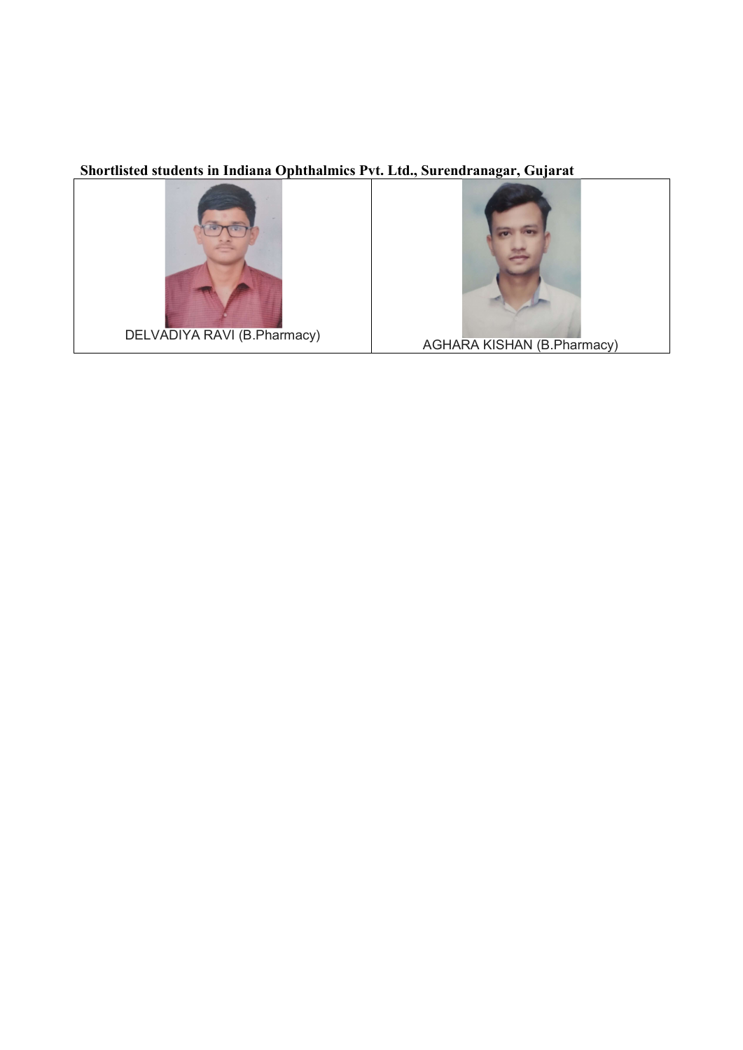**Shortlisted students in Indiana Ophthalmics Pvt. Ltd., Surendranagar, Gujarat**

| | |
|---|---|
| DELVADIYA RAVI (B.Pharmacy) | AGHARA KISHAN (B.Pharmacy) |